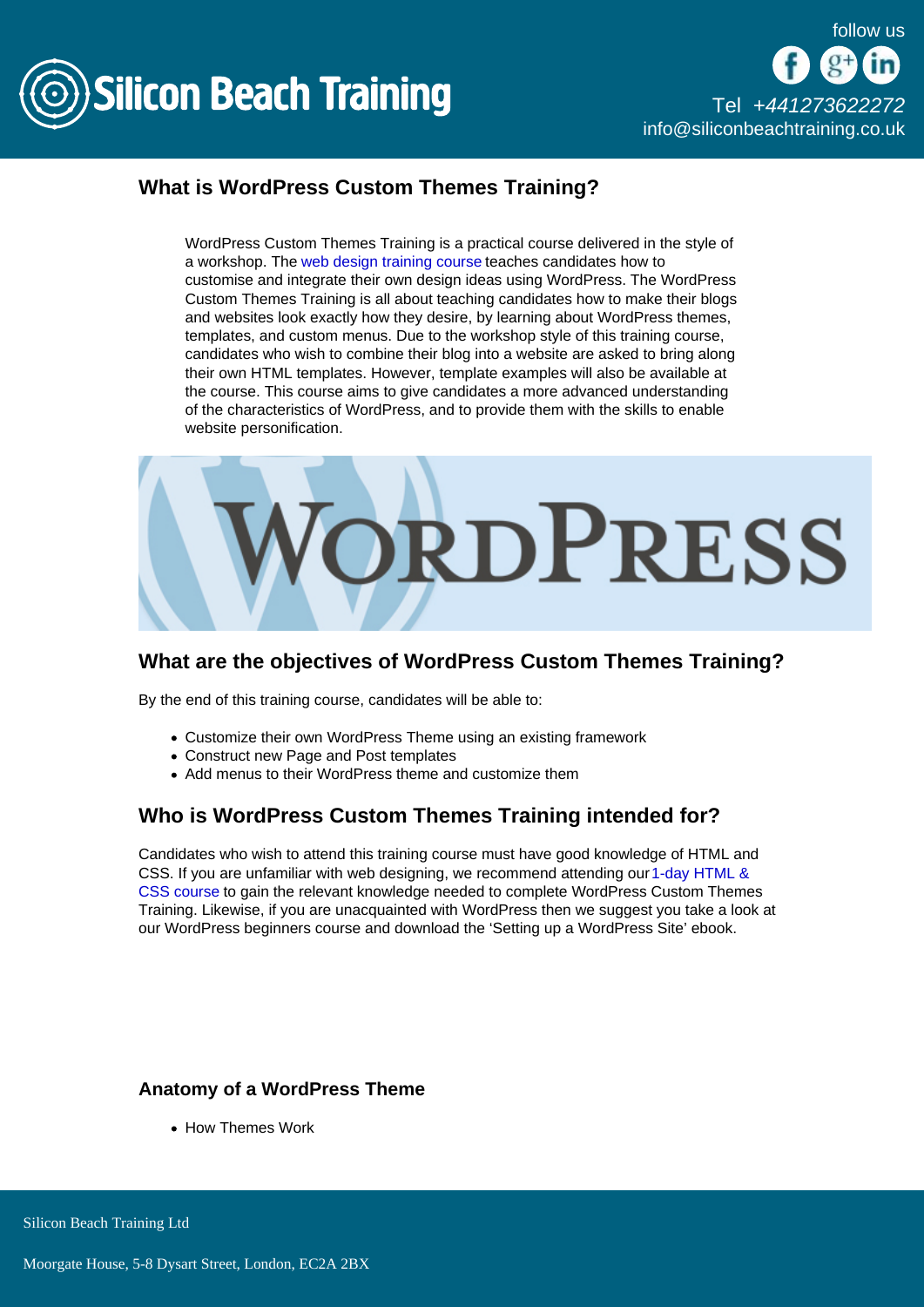## What is WordPress Custom Themes Training?

WordPress Custom Themes Training is a practical course delivered in the style of a workshop. The web design training course teaches candidates how to customise and integrate their own design ideas using WordPress. The WordPress Custom Themes Training is all about teaching candidates how to make their blogs and websites look exactly how they desire, by learning about WordPress themes, templates, and custom menus. Due to the workshop style of this training course, candidates who wish to combine their blog into a website are asked to bring along their own HTML templates. However, template examples will also be available at the course. This course aims to give candidates a more advanced understanding of the characteristics of WordPress, and to provide them with the skills to enable website personification.

## What are the objectives of WordPress Custom Themes Training?

By the end of this training course, candidates will be able to:

- Customize their own WordPress Theme using an existing framework
- Construct new Page and Post templates
- Add menus to their WordPress theme and customize them

## Who is WordPress Custom Themes Training intended for?

Candidates who wish to attend this training course must have good knowledge of HTML and CSS. If you are unfamiliar with web designing, we recommend attending our 1-day HTML & CSS course to gain the relevant knowledge needed to complete WordPress Custom Themes Training. Likewise, if you are unacquainted with WordPress then we suggest you take a look at our WordPress beginners course and download the 'Setting up a WordPress Site' ebook.

### Anatomy of a WordPress Theme

- How Themes Work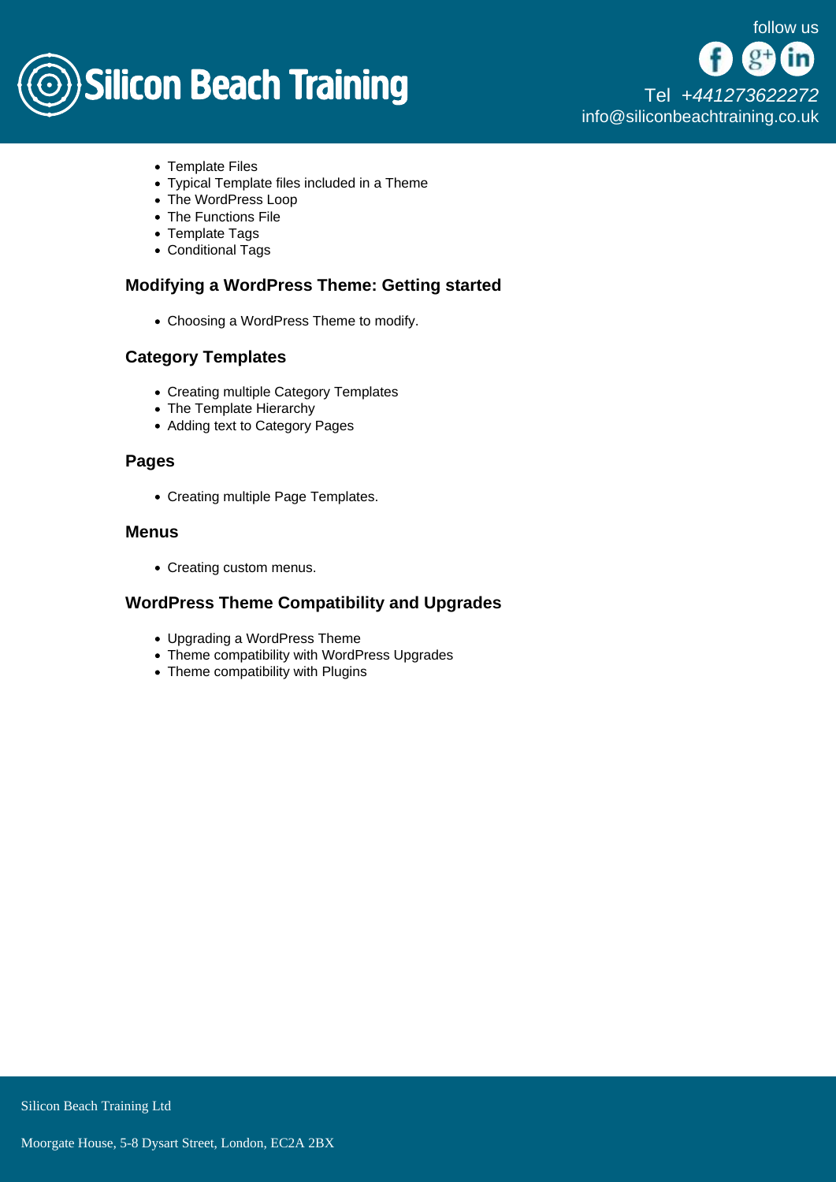- Template Files
- Typical Template files included in a Theme
- The WordPress Loop
- The Functions File
- Template Tags
- Conditional Tags

### Modifying a WordPress Theme: Getting started

- Choosing a WordPress Theme to modify.

### Category Templates

- Creating multiple Category Templates
- The Template Hierarchy
- Adding text to Category Pages

### Pages

- Creating multiple Page Templates.

### Menus

- Creating custom menus.

### WordPress Theme Compatibility and Upgrades

- Upgrading a WordPress Theme
- Theme compatibility with WordPress Upgrades
- Theme compatibility with Plugins